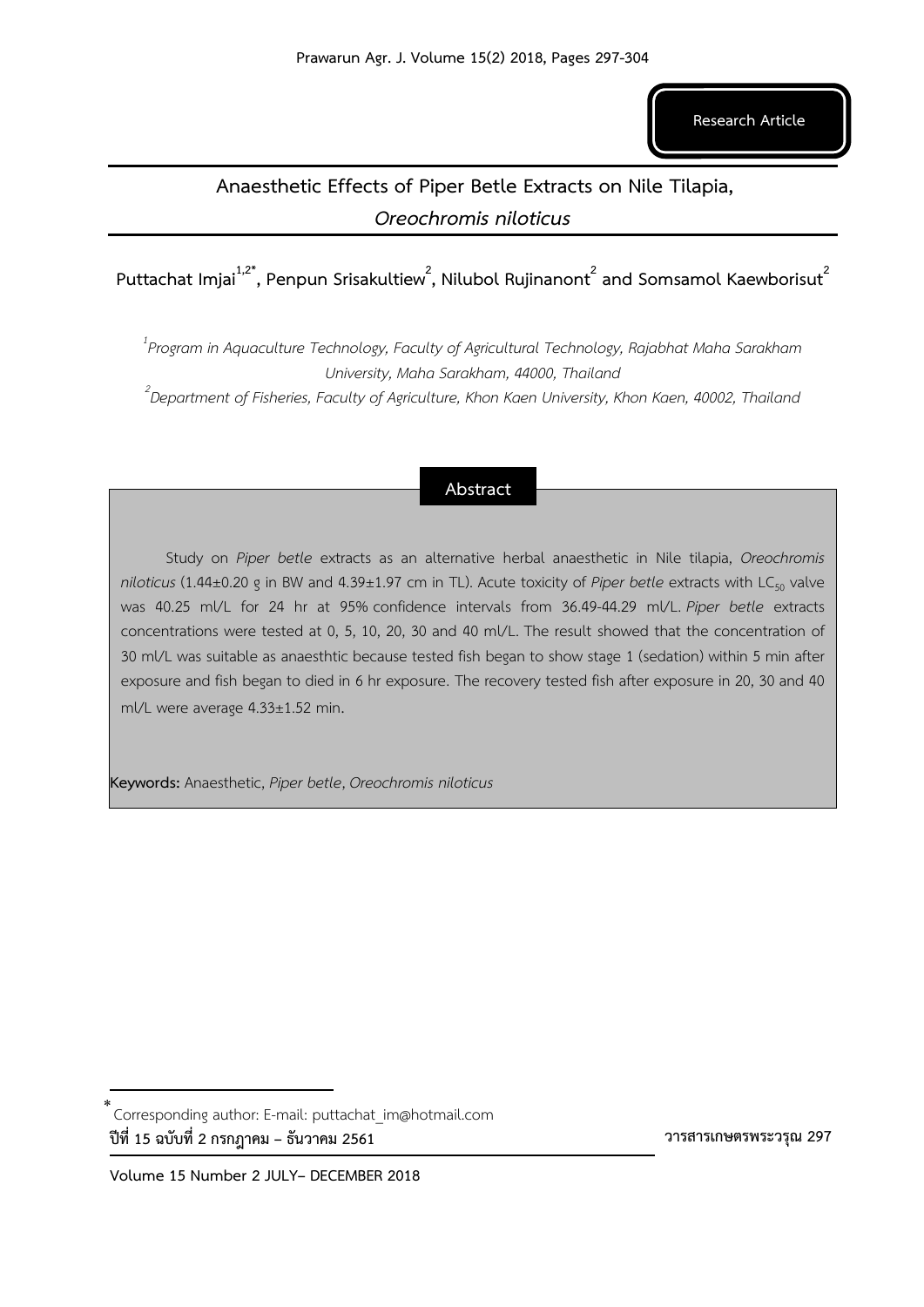Research Article

# Anaesthetic Effects of Piper Betle Extracts on Nile Tilapia, *Oreochromis niloticus*

**Puttachat Imjai[1,2*], Penpun Srisakultiew[2], Nilubol Rujinanont[2] and Somsamol Kaewborisut[2]**

*[1]Program in Aquaculture Technology, Faculty of Agricultural Technology, Rajabhat Maha Sarakham University, Maha Sarakham, 44000, Thailand*

*[2]Department of Fisheries, Faculty of Agriculture, Khon Kaen University, Khon Kaen, 40002, Thailand*

## Abstract

Study on *Piper betle* extracts as an alternative herbal anaesthetic in Nile tilapia, *Oreochromis niloticus* (1.44±0.20 g in BW and 4.39±1.97 cm in TL). Acute toxicity of *Piper betle* extracts with $LC_{50}$ valve was 40.25 ml/L for 24 hr at 95% confidence intervals from 36.49-44.29 ml/L. *Piper betle* extracts concentrations were tested at 0, 5, 10, 20, 30 and 40 ml/L. The result showed that the concentration of 30 ml/L was suitable as anaesthtic because tested fish began to show stage 1 (sedation) within 5 min after exposure and fish began to died in 6 hr exposure. The recovery tested fish after exposure in 20, 30 and 40 ml/L were average 4.33±1.52 min.

**Keywords:** Anaesthetic, *Piper betle*, *Oreochromis niloticus*

---

[*] Corresponding author: E-mail: puttachat_im@hotmail.com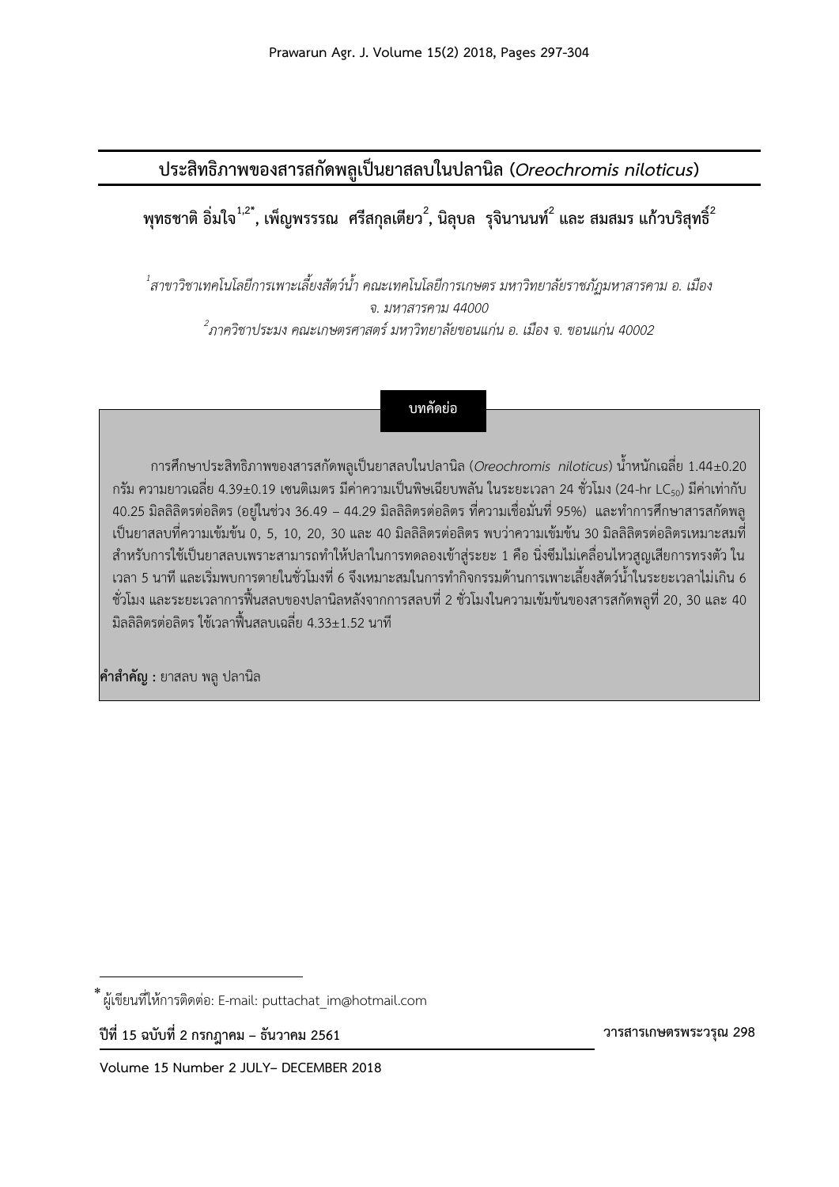# ประสิทธิภาพของสารสกัดพลูเป็นยาสลบในปลานิล (*Oreochromis niloticus*)

**พุทธชาติ อิ่มใจ[1,2*], เพ็ญพรรรณ ศรีสกุลเตียว[2], นิลุบล รุจินานนท์[2] และ สมสมร แก้วบริสุทธิ์[2]**

*[1]สาขาวิชาเทคโนโลยีการเพาะเลี้ยงสัตว์น้ำ คณะเทคโนโลยีการเกษตร มหาวิทยาลัยราชภัฏมหาสารคาม อ. เมือง จ. มหาสารคาม 44000*

*[2]ภาควิชาประมง คณะเกษตรศาสตร์ มหาวิทยาลัยขอนแก่น อ. เมือง จ. ขอนแก่น 40002*

## บทคัดย่อ

การศึกษาประสิทธิภาพของสารสกัดพลูเป็นยาสลบในปลานิล (*Oreochromis niloticus*) น้ำหนักเฉลี่ย 1.44±0.20 กรัม ความยาวเฉลี่ย 4.39±0.19 เซนติเมตร มีค่าความเป็นพิษเฉียบพลัน ในระยะเวลา 24 ชั่วโมง (24-hr $LC_{50}$) มีค่าเท่ากับ 40.25 มิลลิลิตรต่อลิตร (อยู่ในช่วง 36.49 – 44.29 มิลลิลิตรต่อลิตร ที่ความเชื่อมั่นที่ 95%) และทำการศึกษาสารสกัดพลูเป็นยาสลบที่ความเข้มข้น 0, 5, 10, 20, 30 และ 40 มิลลิลิตรต่อลิตร พบว่าความเข้มข้น 30 มิลลิลิตรต่อลิตรเหมาะสมที่สำหรับการใช้เป็นยาสลบเพราะสามารถทำให้ปลาในการทดลองเข้าสู่ระยะ 1 คือ นิ่งซึมไม่เคลื่อนไหวสูญเสียการทรงตัว ในเวลา 5 นาที และเริ่มพบการตายในชั่วโมงที่ 6 จึงเหมาะสมในการทำกิจกรรมด้านการเพาะเลี้ยงสัตว์น้ำในระยะเวลาไม่เกิน 6 ชั่วโมง และระยะเวลาการฟื้นสลบของปลานิลหลังจากการสลบที่ 2 ชั่วโมงในความเข้มข้นของสารสกัดพลูที่ 20, 30 และ 40 มิลลิลิตรต่อลิตร ใช้เวลาฟื้นสลบเฉลี่ย 4.33±1.52 นาที

**คำสำคัญ :** ยาสลบ พลู ปลานิล

\* ผู้เขียนที่ให้การติดต่อ: E-mail: puttachat_im@hotmail.com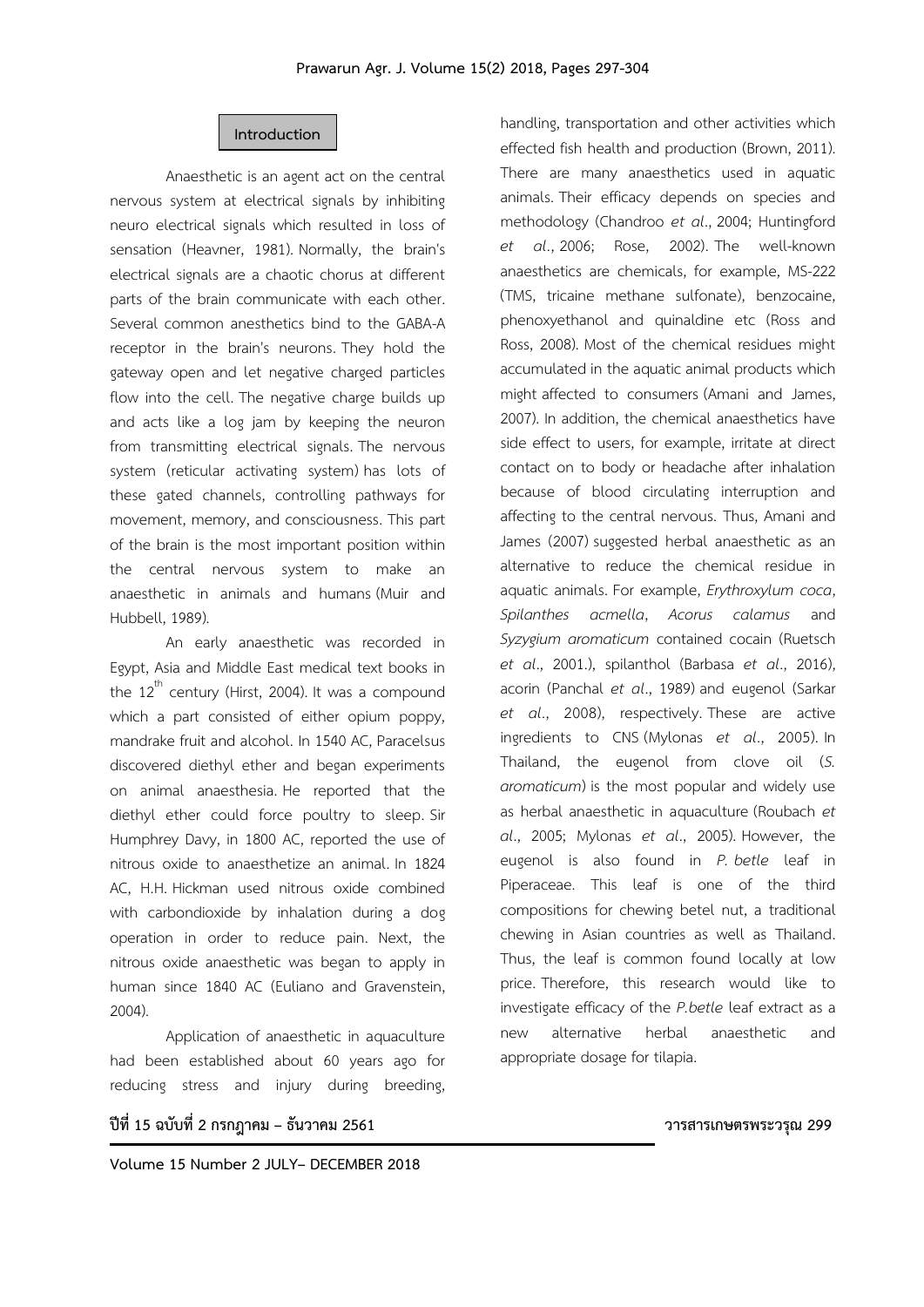## Introduction

Anaesthetic is an agent act on the central nervous system at electrical signals by inhibiting neuro electrical signals which resulted in loss of sensation (Heavner, 1981). Normally, the brain's electrical signals are a chaotic chorus at different parts of the brain communicate with each other. Several common anesthetics bind to the GABA-A receptor in the brain's neurons. They hold the gateway open and let negative charged particles flow into the cell. The negative charge builds up and acts like a log jam by keeping the neuron from transmitting electrical signals. The nervous system (reticular activating system) has lots of these gated channels, controlling pathways for movement, memory, and consciousness. This part of the brain is the most important position within the central nervous system to make an anaesthetic in animals and humans (Muir and Hubbell, 1989).

An early anaesthetic was recorded in Egypt, Asia and Middle East medical text books in the 12$^{th}$ century (Hirst, 2004). It was a compound which a part consisted of either opium poppy, mandrake fruit and alcohol. In 1540 AC, Paracelsus discovered diethyl ether and began experiments on animal anaesthesia. He reported that the diethyl ether could force poultry to sleep. Sir Humphrey Davy, in 1800 AC, reported the use of nitrous oxide to anaesthetize an animal. In 1824 AC, H.H. Hickman used nitrous oxide combined with carbondioxide by inhalation during a dog operation in order to reduce pain. Next, the nitrous oxide anaesthetic was began to apply in human since 1840 AC (Euliano and Gravenstein, 2004).

Application of anaesthetic in aquaculture had been established about 60 years ago for reducing stress and injury during breeding, handling, transportation and other activities which effected fish health and production (Brown, 2011). There are many anaesthetics used in aquatic animals. Their efficacy depends on species and methodology (Chandroo *et al*., 2004; Huntingford *et al*., 2006; Rose, 2002). The well-known anaesthetics are chemicals, for example, MS-222 (TMS, tricaine methane sulfonate), benzocaine, phenoxyethanol and quinaldine etc (Ross and Ross, 2008). Most of the chemical residues might accumulated in the aquatic animal products which might affected to consumers (Amani and James, 2007). In addition, the chemical anaesthetics have side effect to users, for example, irritate at direct contact on to body or headache after inhalation because of blood circulating interruption and affecting to the central nervous. Thus, Amani and James (2007) suggested herbal anaesthetic as an alternative to reduce the chemical residue in aquatic animals. For example, *Erythroxylum coca*, *Spilanthes acmella*, *Acorus calamus* and *Syzygium aromaticum* contained cocain (Ruetsch *et al*., 2001.), spilanthol (Barbasa *et al*., 2016), acorin (Panchal *et al*., 1989) and eugenol (Sarkar *et al*., 2008), respectively. These are active ingredients to CNS (Mylonas *et al*., 2005). In Thailand, the eugenol from clove oil (*S. aromaticum*) is the most popular and widely use as herbal anaesthetic in aquaculture (Roubach *et al*., 2005; Mylonas *et al*., 2005). However, the eugenol is also found in *P. betle* leaf in Piperaceae. This leaf is one of the third compositions for chewing betel nut, a traditional chewing in Asian countries as well as Thailand. Thus, the leaf is common found locally at low price. Therefore, this research would like to investigate efficacy of the *P.betle* leaf extract as a new alternative herbal anaesthetic and appropriate dosage for tilapia.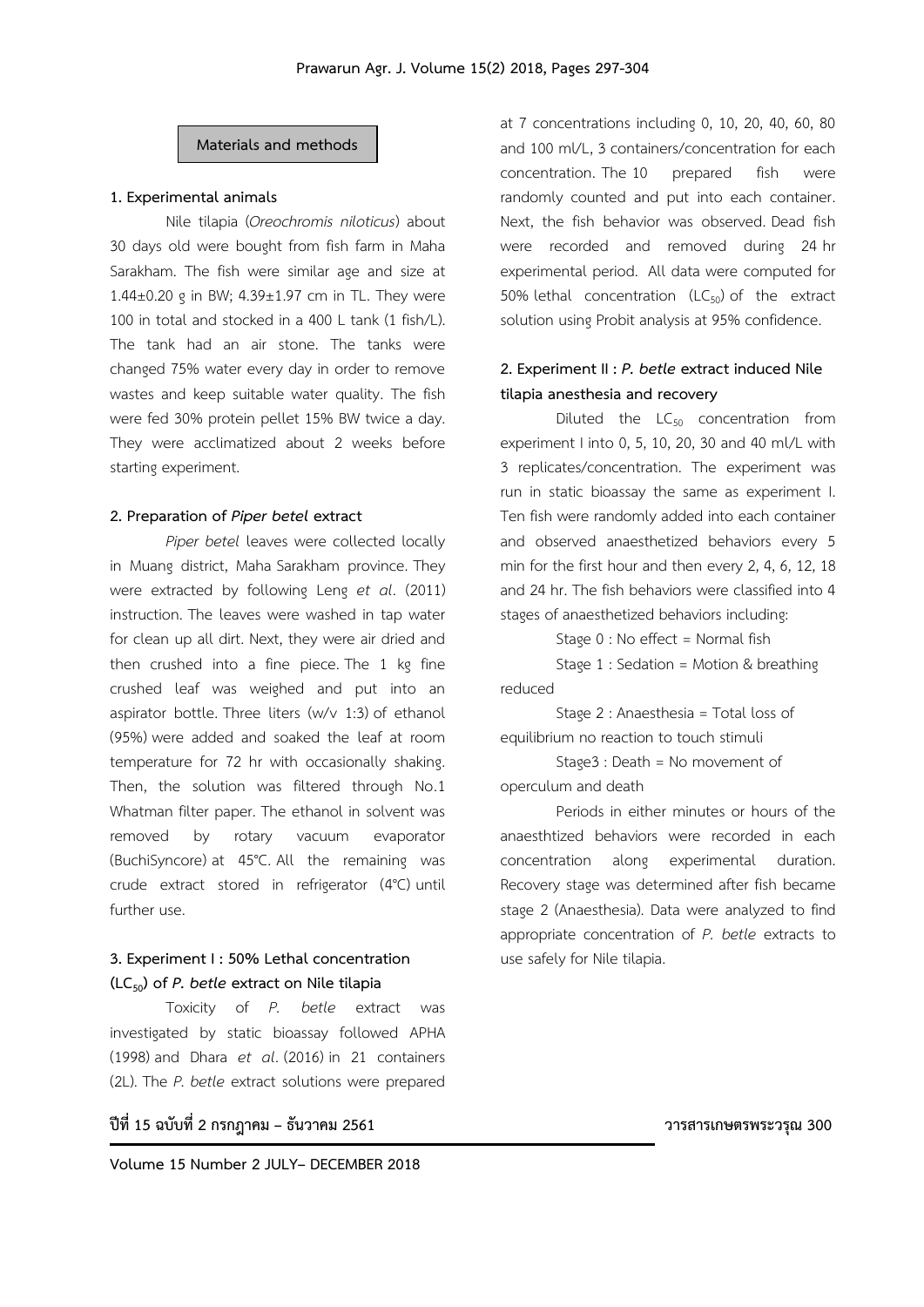## Materials and methods

**1. Experimental animals**

Nile tilapia (*Oreochromis niloticus*) about 30 days old were bought from fish farm in Maha Sarakham. The fish were similar age and size at 1.44±0.20 g in BW; 4.39±1.97 cm in TL. They were 100 in total and stocked in a 400 L tank (1 fish/L). The tank had an air stone. The tanks were changed 75% water every day in order to remove wastes and keep suitable water quality. The fish were fed 30% protein pellet 15% BW twice a day. They were acclimatized about 2 weeks before starting experiment.

**2. Preparation of *Piper betel* extract**

*Piper betel* leaves were collected locally in Muang district, Maha Sarakham province. They were extracted by following Leng *et al*. (2011) instruction. The leaves were washed in tap water for clean up all dirt. Next, they were air dried and then crushed into a fine piece. The 1 kg fine crushed leaf was weighed and put into an aspirator bottle. Three liters (w/v 1:3) of ethanol (95%) were added and soaked the leaf at room temperature for 72 hr with occasionally shaking. Then, the solution was filtered through No.1 Whatman filter paper. The ethanol in solvent was removed by rotary vacuum evaporator (BuchiSyncore) at 45°C. All the remaining was crude extract stored in refrigerator (4°C) until further use.

**3. Experiment I : 50% Lethal concentration ($LC_{50}$) of *P. betle* extract on Nile tilapia**

Toxicity of *P. betle* extract was investigated by static bioassay followed APHA (1998) and Dhara *et al*. (2016) in 21 containers (2L). The *P. betle* extract solutions were prepared at 7 concentrations including 0, 10, 20, 40, 60, 80 and 100 ml/L, 3 containers/concentration for each concentration. The 10 prepared fish were randomly counted and put into each container. Next, the fish behavior was observed. Dead fish were recorded and removed during 24 hr experimental period. All data were computed for 50% lethal concentration ($LC_{50}$) of the extract solution using Probit analysis at 95% confidence.

**2. Experiment II : *P. betle* extract induced Nile tilapia anesthesia and recovery**

Diluted the $LC_{50}$ concentration from experiment I into 0, 5, 10, 20, 30 and 40 ml/L with 3 replicates/concentration. The experiment was run in static bioassay the same as experiment I. Ten fish were randomly added into each container and observed anaesthetized behaviors every 5 min for the first hour and then every 2, 4, 6, 12, 18 and 24 hr. The fish behaviors were classified into 4 stages of anaesthetized behaviors including:

Stage 0 : No effect = Normal fish

Stage 1 : Sedation = Motion & breathing reduced

Stage 2 : Anaesthesia = Total loss of equilibrium no reaction to touch stimuli

Stage3 : Death = No movement of operculum and death

Periods in either minutes or hours of the anaesthtized behaviors were recorded in each concentration along experimental duration. Recovery stage was determined after fish became stage 2 (Anaesthesia). Data were analyzed to find appropriate concentration of *P. betle* extracts to use safely for Nile tilapia.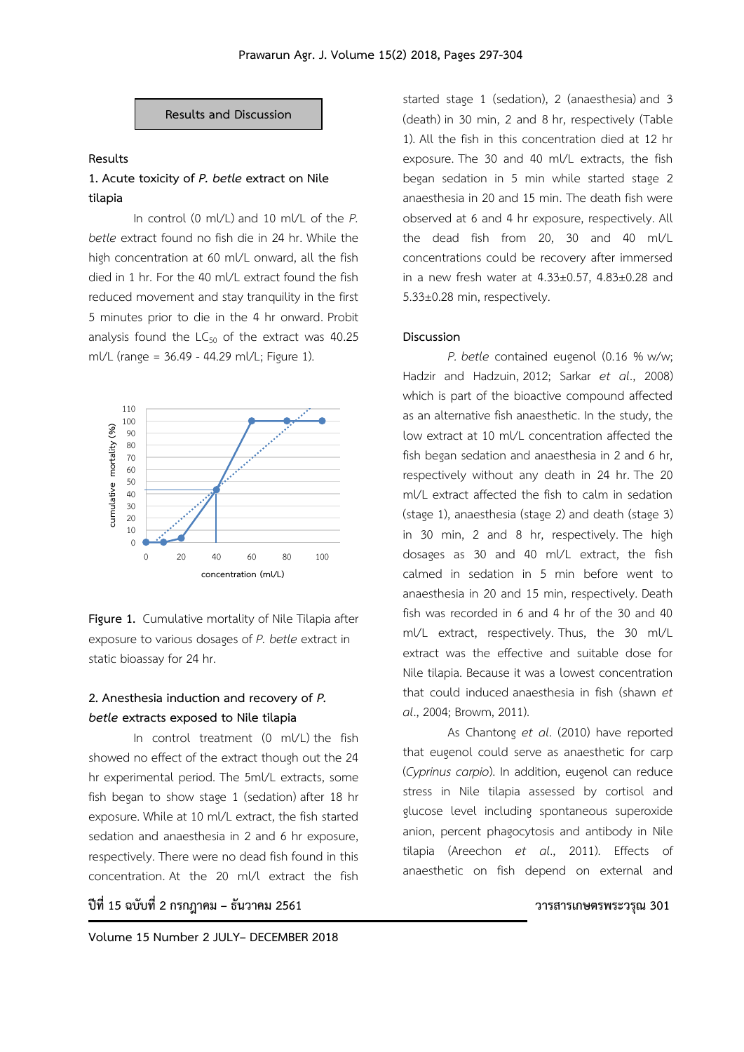## Results and Discussion

### Results

#### 1. Acute toxicity of *P. betle* extract on Nile tilapia

In control (0 ml/L) and 10 ml/L of the *P. betle* extract found no fish die in 24 hr. While the high concentration at 60 ml/L onward, all the fish died in 1 hr. For the 40 ml/L extract found the fish reduced movement and stay tranquility in the first 5 minutes prior to die in the 4 hr onward. Probit analysis found the $LC_{50}$ of the extract was 40.25 ml/L (range = 36.49 - 44.29 ml/L; Figure 1).

Figure 1. Cumulative mortality of Nile Tilapia after exposure to various dosages of *P. betle* extract in static bioassay for 24 hr.

#### 2. Anesthesia induction and recovery of *P. betle* extracts exposed to Nile tilapia

In control treatment (0 ml/L) the fish showed no effect of the extract though out the 24 hr experimental period. The 5ml/L extracts, some fish began to show stage 1 (sedation) after 18 hr exposure. While at 10 ml/L extract, the fish started sedation and anaesthesia in 2 and 6 hr exposure, respectively. There were no dead fish found in this concentration. At the 20 ml/l extract the fish started stage 1 (sedation), 2 (anaesthesia) and 3 (death) in 30 min, 2 and 8 hr, respectively (Table 1). All the fish in this concentration died at 12 hr exposure. The 30 and 40 ml/L extracts, the fish began sedation in 5 min while started stage 2 anaesthesia in 20 and 15 min. The death fish were observed at 6 and 4 hr exposure, respectively. All the dead fish from 20, 30 and 40 ml/L concentrations could be recovery after immersed in a new fresh water at 4.33±0.57, 4.83±0.28 and 5.33±0.28 min, respectively.

### Discussion

*P. betle* contained eugenol (0.16 % w/w; Hadzir and Hadzuin, 2012; Sarkar *et al.*, 2008) which is part of the bioactive compound affected as an alternative fish anaesthetic. In the study, the low extract at 10 ml/L concentration affected the fish began sedation and anaesthesia in 2 and 6 hr, respectively without any death in 24 hr. The 20 ml/L extract affected the fish to calm in sedation (stage 1), anaesthesia (stage 2) and death (stage 3) in 30 min, 2 and 8 hr, respectively. The high dosages as 30 and 40 ml/L extract, the fish calmed in sedation in 5 min before went to anaesthesia in 20 and 15 min, respectively. Death fish was recorded in 6 and 4 hr of the 30 and 40 ml/L extract, respectively. Thus, the 30 ml/L extract was the effective and suitable dose for Nile tilapia. Because it was a lowest concentration that could induced anaesthesia in fish (shawn *et al*., 2004; Browm, 2011).

As Chantong *et al*. (2010) have reported that eugenol could serve as anaesthetic for carp (*Cyprinus carpio*). In addition, eugenol can reduce stress in Nile tilapia assessed by cortisol and glucose level including spontaneous superoxide anion, percent phagocytosis and antibody in Nile tilapia (Areechon *et al*., 2011). Effects of anaesthetic on fish depend on external and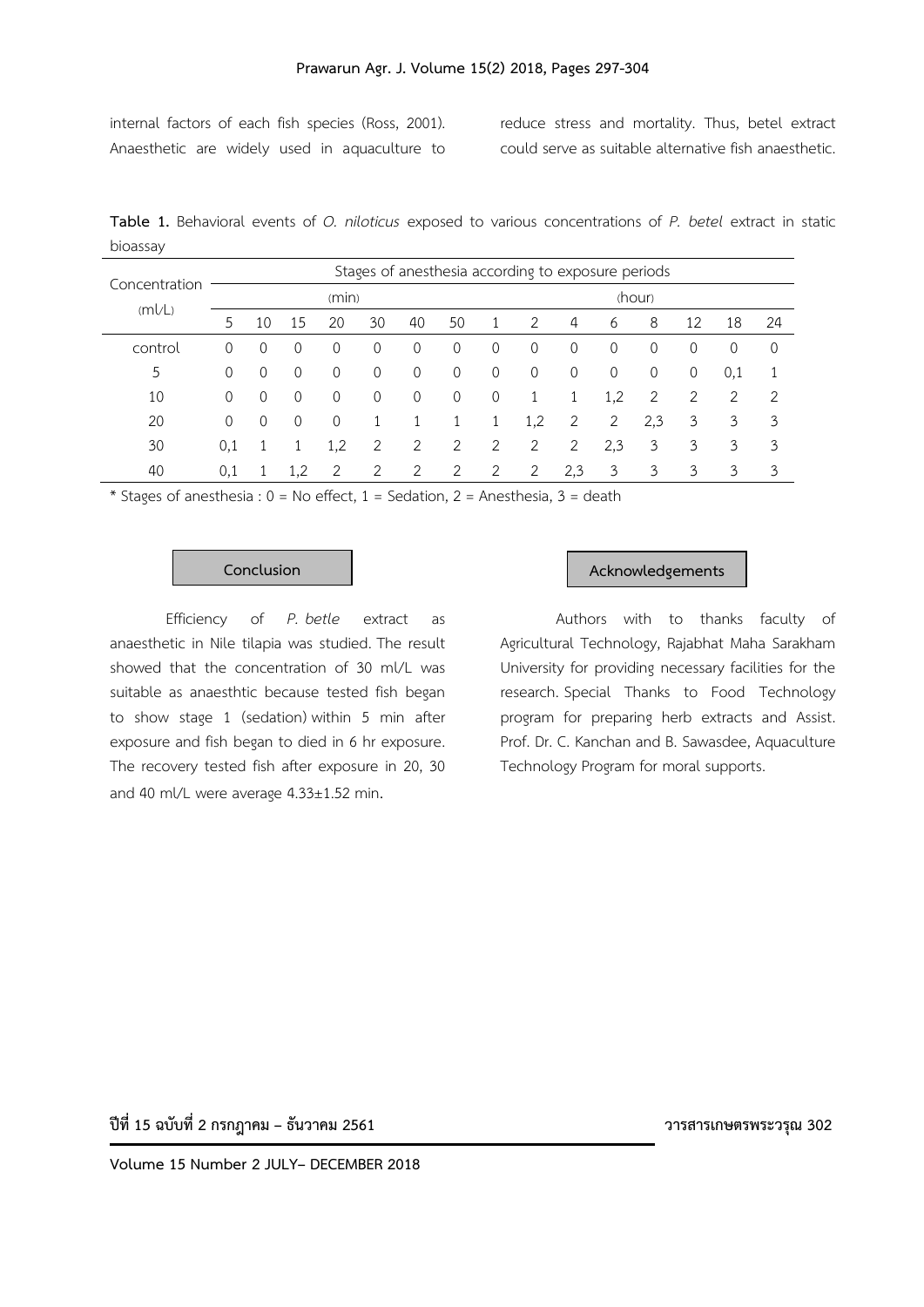internal factors of each fish species (Ross, 2001). Anaesthetic are widely used in aquaculture to reduce stress and mortality. Thus, betel extract could serve as suitable alternative fish anaesthetic.

**Table 1.** Behavioral events of *O. niloticus* exposed to various concentrations of *P. betel* extract in static bioassay

| Concentration (ml/L) | Stages of anesthesia according to exposure periods | | | | | | | | | | | | | | |
|---|---|---|---|---|---|---|---|---|---|---|---|---|---|---|---|
| | (min) | | | | | | | (hour) | | | | | | | |
| | 5 | 10 | 15 | 20 | 30 | 40 | 50 | 1 | 2 | 4 | 6 | 8 | 12 | 18 | 24 |
| control | 0 | 0 | 0 | 0 | 0 | 0 | 0 | 0 | 0 | 0 | 0 | 0 | 0 | 0 | 0 |
| 5 | 0 | 0 | 0 | 0 | 0 | 0 | 0 | 0 | 0 | 0 | 0 | 0 | 0 | 0,1 | 1 |
| 10 | 0 | 0 | 0 | 0 | 0 | 0 | 0 | 0 | 1 | 1 | 1,2 | 2 | 2 | 2 | 2 |
| 20 | 0 | 0 | 0 | 0 | 1 | 1 | 1 | 1 | 1,2 | 2 | 2 | 2,3 | 3 | 3 | 3 |
| 30 | 0,1 | 1 | 1 | 1,2 | 2 | 2 | 2 | 2 | 2 | 2 | 2,3 | 3 | 3 | 3 | 3 |
| 40 | 0,1 | 1 | 1,2 | 2 | 2 | 2 | 2 | 2 | 2 | 2,3 | 3 | 3 | 3 | 3 | 3 |

* Stages of anesthesia : 0 = No effect, 1 = Sedation, 2 = Anesthesia, 3 = death

## Conclusion

Efficiency of *P. betle* extract as anaesthetic in Nile tilapia was studied. The result showed that the concentration of 30 ml/L was suitable as anaesthtic because tested fish began to show stage 1 (sedation) within 5 min after exposure and fish began to died in 6 hr exposure. The recovery tested fish after exposure in 20, 30 and 40 ml/L were average 4.33±1.52 min.

## Acknowledgements

Authors with to thanks faculty of Agricultural Technology, Rajabhat Maha Sarakham University for providing necessary facilities for the research. Special Thanks to Food Technology program for preparing herb extracts and Assist. Prof. Dr. C. Kanchan and B. Sawasdee, Aquaculture Technology Program for moral supports.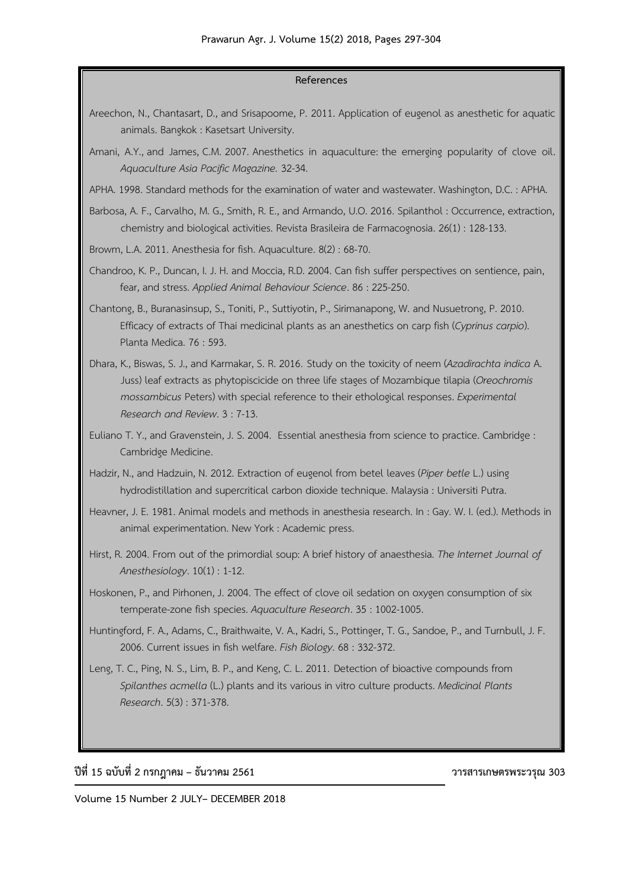## References

Areechon, N., Chantasart, D., and Srisapoome, P. 2011. Application of eugenol as anesthetic for aquatic animals. Bangkok : Kasetsart University.

Amani, A.Y., and James, C.M. 2007. Anesthetics in aquaculture: the emerging popularity of clove oil. *Aquaculture Asia Pacific Magazine.* 32-34.

APHA. 1998. Standard methods for the examination of water and wastewater. Washington, D.C. : APHA.

Barbosa, A. F., Carvalho, M. G., Smith, R. E., and Armando, U.O. 2016. Spilanthol : Occurrence, extraction, chemistry and biological activities. Revista Brasileira de Farmacognosia. 26(1) : 128-133.

Browm, L.A. 2011. Anesthesia for fish. Aquaculture. 8(2) : 68-70.

Chandroo, K. P., Duncan, I. J. H. and Moccia, R.D. 2004. Can fish suffer perspectives on sentience, pain, fear, and stress. *Applied Animal Behaviour Science*. 86 : 225-250.

Chantong, B., Buranasinsup, S., Toniti, P., Suttiyotin, P., Sirimanapong, W. and Nusuetrong, P. 2010. Efficacy of extracts of Thai medicinal plants as an anesthetics on carp fish (*Cyprinus carpio*). Planta Medica. 76 : 593.

Dhara, K., Biswas, S. J., and Karmakar, S. R. 2016. Study on the toxicity of neem (*Azadirachta indica* A. Juss) leaf extracts as phytopiscicide on three life stages of Mozambique tilapia (*Oreochromis mossambicus* Peters) with special reference to their ethological responses. *Experimental Research and Review*. 3 : 7-13.

Euliano T. Y., and Gravenstein, J. S. 2004. Essential anesthesia from science to practice. Cambridge : Cambridge Medicine.

Hadzir, N., and Hadzuin, N. 2012. Extraction of eugenol from betel leaves (*Piper betle* L.) using hydrodistillation and supercritical carbon dioxide technique. Malaysia : Universiti Putra.

Heavner, J. E. 1981. Animal models and methods in anesthesia research. In : Gay. W. I. (ed.). Methods in animal experimentation. New York : Academic press.

Hirst, R. 2004. From out of the primordial soup: A brief history of anaesthesia. *The Internet Journal of Anesthesiology*. 10(1) : 1-12.

Hoskonen, P., and Pirhonen, J. 2004. The effect of clove oil sedation on oxygen consumption of six temperate-zone fish species. *Aquaculture Research*. 35 : 1002-1005.

Huntingford, F. A., Adams, C., Braithwaite, V. A., Kadri, S., Pottinger, T. G., Sandoe, P., and Turnbull, J. F. 2006. Current issues in fish welfare. *Fish Biology*. 68 : 332-372.

Leng, T. C., Ping, N. S., Lim, B. P., and Keng, C. L. 2011. Detection of bioactive compounds from *Spilanthes acmella* (L.) plants and its various in vitro culture products. *Medicinal Plants Research*. 5(3) : 371-378.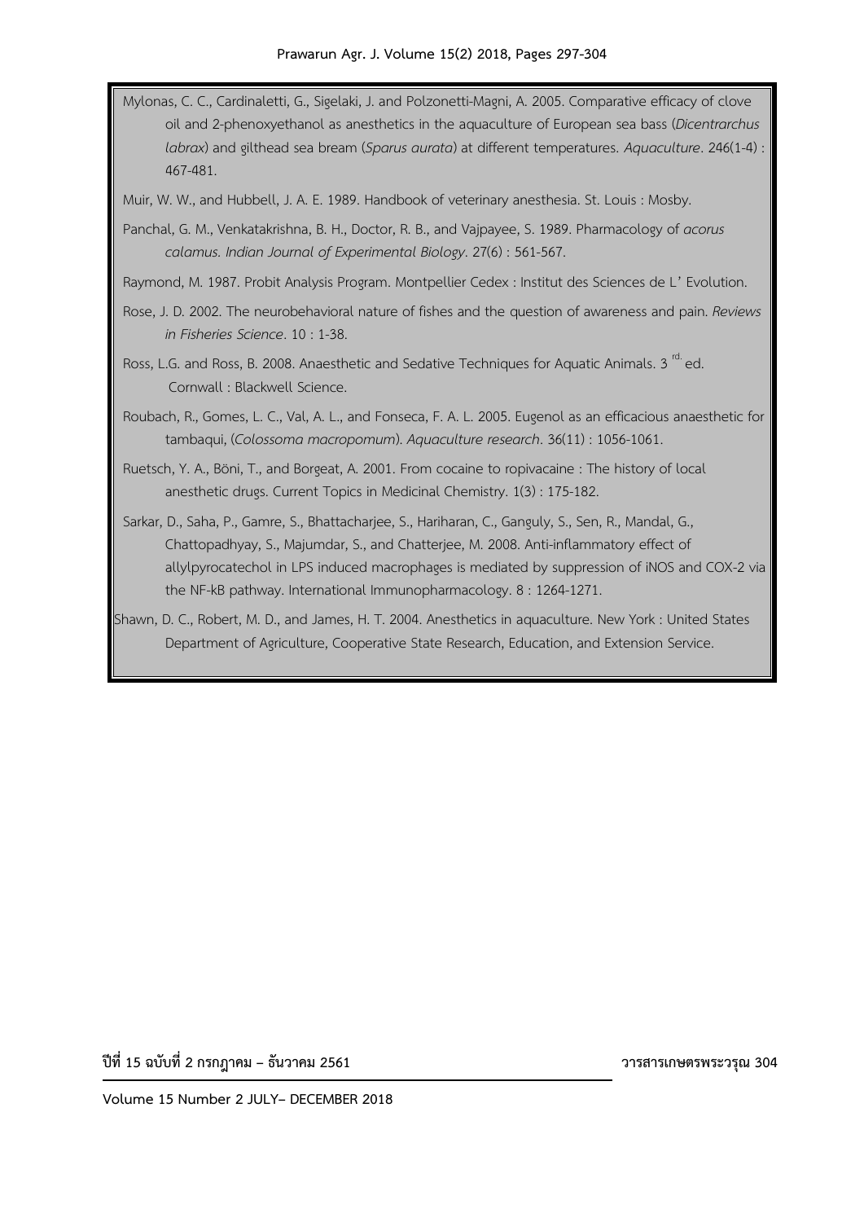Mylonas, C. C., Cardinaletti, G., Sigelaki, J. and Polzonetti-Magni, A. 2005. Comparative efficacy of clove oil and 2-phenoxyethanol as anesthetics in the aquaculture of European sea bass (*Dicentrarchus labrax*) and gilthead sea bream (*Sparus aurata*) at different temperatures. *Aquaculture*. 246(1-4) : 467-481.

Muir, W. W., and Hubbell, J. A. E. 1989. Handbook of veterinary anesthesia. St. Louis : Mosby.

Panchal, G. M., Venkatakrishna, B. H., Doctor, R. B., and Vajpayee, S. 1989. Pharmacology of *acorus calamus. Indian Journal of Experimental Biology*. 27(6) : 561-567.

Raymond, M. 1987. Probit Analysis Program. Montpellier Cedex : Institut des Sciences de L' Evolution.

Rose, J. D. 2002. The neurobehavioral nature of fishes and the question of awareness and pain. *Reviews in Fisheries Science*. 10 : 1-38.

Ross, L.G. and Ross, B. 2008. Anaesthetic and Sedative Techniques for Aquatic Animals. 3$^{rd}$ ed. Cornwall : Blackwell Science.

Roubach, R., Gomes, L. C., Val, A. L., and Fonseca, F. A. L. 2005. Eugenol as an efficacious anaesthetic for tambaqui, (*Colossoma macropomum*). *Aquaculture research*. 36(11) : 1056-1061.

Ruetsch, Y. A., Böni, T., and Borgeat, A. 2001. From cocaine to ropivacaine : The history of local anesthetic drugs. Current Topics in Medicinal Chemistry. 1(3) : 175-182.

Sarkar, D., Saha, P., Gamre, S., Bhattacharjee, S., Hariharan, C., Ganguly, S., Sen, R., Mandal, G., Chattopadhyay, S., Majumdar, S., and Chatterjee, M. 2008. Anti-inflammatory effect of allylpyrocatechol in LPS induced macrophages is mediated by suppression of iNOS and COX-2 via the NF-kB pathway. International Immunopharmacology. 8 : 1264-1271.

Shawn, D. C., Robert, M. D., and James, H. T. 2004. Anesthetics in aquaculture. New York : United States Department of Agriculture, Cooperative State Research, Education, and Extension Service.